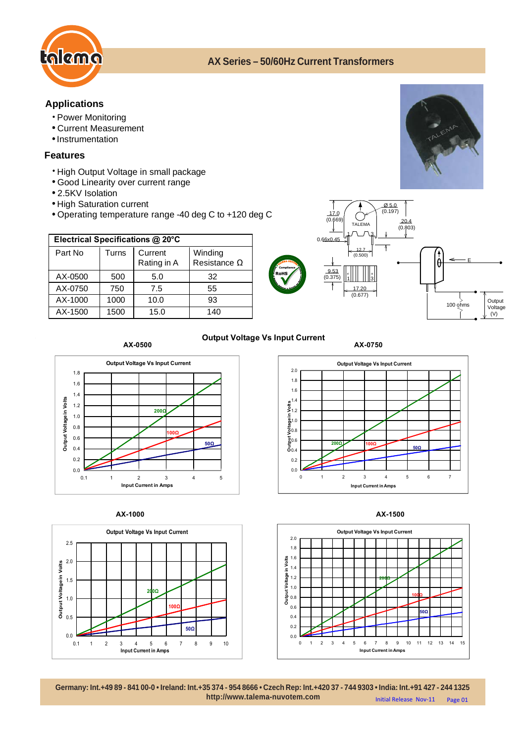# AX Series – 50/60Hz Current Transformers

## Applications

- Power Monitoring
- Current Measurement
- Instrumentation

## Features

- High Output Voltage in small package
- Good Linearity over current range
- 2.5KV Isolation
- High Saturation current
- Operating temperature range -40 deg C to +120 deg C

| Electrical Specifications @ 20°C | | | |
|---|---|---|---|
| Part No | Turns | Current Rating in A | Winding Resistance Ω |
| AX-0500 | 500 | 5.0 | 32 |
| AX-0750 | 750 | 7.5 | 55 |
| AX-1000 | 1000 | 10.0 | 93 |
| AX-1500 | 1500 | 15.0 | 140 |

## Output Voltage Vs Input Current

AX-0500

AX-0750

AX-1000

AX-1500

Germany: Int.+49 89 - 841 00-0 • Ireland: Int.+35 374 - 954 8666 • Czech Rep: Int.+420 37 - 744 9303 • India: Int.+91 427 - 244 1325
http://www.talema-nuvotem.com

Initial Release Nov-11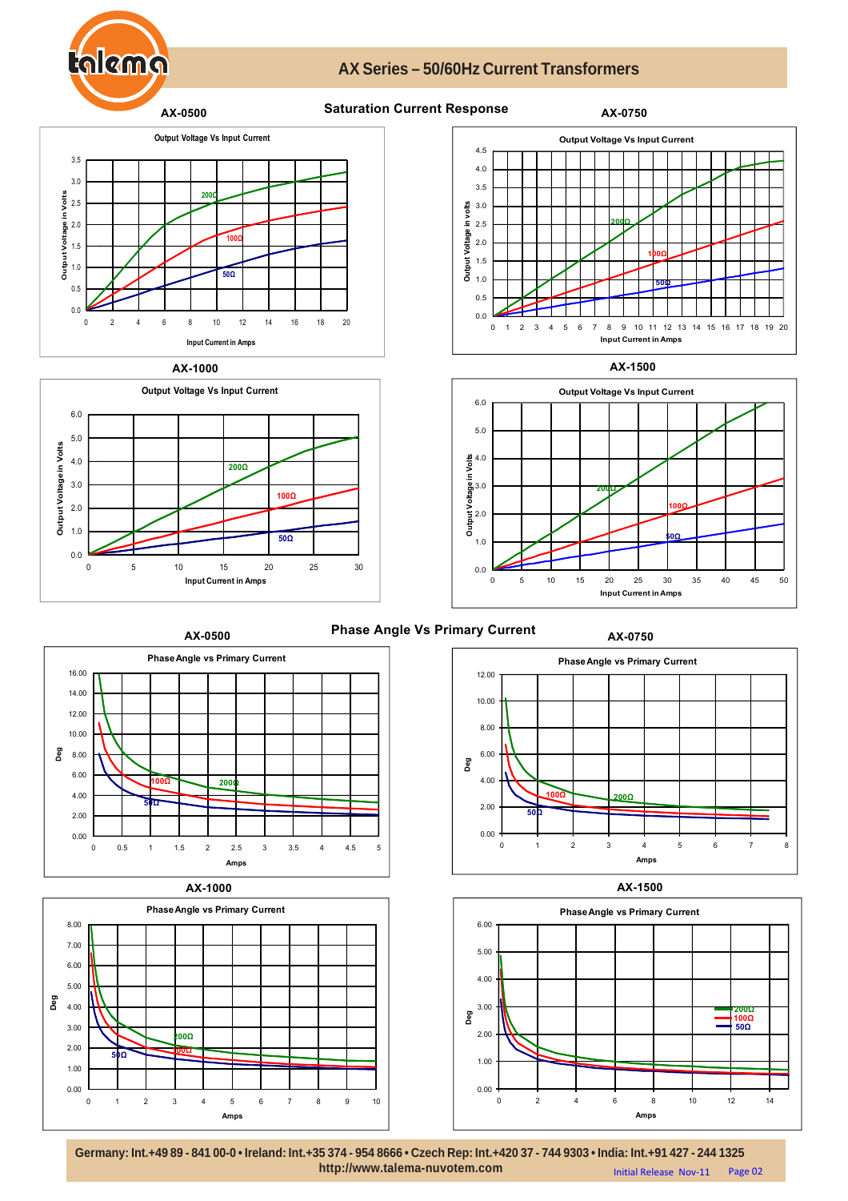talema

# AX Series – 50/60Hz Current Transformers

## Saturation Current Response

### AX-0500

Output Voltage Vs Input Current

Output Voltage in Volts

3.5
3.0
2.5
2.0
1.5
1.0
0.5
0.0

0 2 4 6 8 10 12 14 16 18 20

Input Current in Amps

200Ω
100Ω
50Ω

### AX-0750

Output Voltage Vs Input Current

Output Voltage in volts

4.5
4.0
3.5
3.0
2.5
2.0
1.5
1.0
0.5
0.0

0 1 2 3 4 5 6 7 8 9 10 11 12 13 14 15 16 17 18 19 20

Input Current in Amps

200Ω
100Ω
50Ω

### AX-1000

Output Voltage Vs Input Current

Output Voltage in Volts

6.0
5.0
4.0
3.0
2.0
1.0
0.0

0 5 10 15 20 25 30

Input Current in Amps

200Ω
100Ω
50Ω

### AX-1500

Output Voltage Vs Input Current

Output Voltage in Volts

6.0
5.0
4.0
3.0
2.0
1.0
0.0

0 5 10 15 20 25 30 35 40 45 50

Input Current in Amps

200Ω
100Ω
50Ω

## Phase Angle Vs Primary Current

### AX-0500

Phase Angle vs Primary Current

Deg

16.00
14.00
12.00
10.00
8.00
6.00
4.00
2.00
0.00

0 0.5 1 1.5 2 2.5 3 3.5 4 4.5 5

Amps

100Ω
200Ω
50Ω

### AX-0750

Phase Angle vs Primary Current

Deg

12.00
10.00
8.00
6.00
4.00
2.00
0.00

0 1 2 3 4 5 6 7 8

Amps

100Ω
200Ω
50Ω

### AX-1000

Phase Angle vs Primary Current

Deg

8.00
7.00
6.00
5.00
4.00
3.00
2.00
1.00
0.00

0 1 2 3 4 5 6 7 8 9 10

Amps

200Ω
100Ω
50Ω

### AX-1500

Phase Angle vs Primary Current

Deg

6.00
5.00
4.00
3.00
2.00
1.00
0.00

0 2 4 6 8 10 12 14

Amps

200Ω
100Ω
50Ω

---

Germany: Int.+49 89 - 841 00-0 • Ireland: Int.+35 374 - 954 8666 • Czech Rep: Int.+420 37 - 744 9303 • India: Int.+91 427 - 244 1325
http://www.talema-nuvotem.com

Initial Release Nov-11